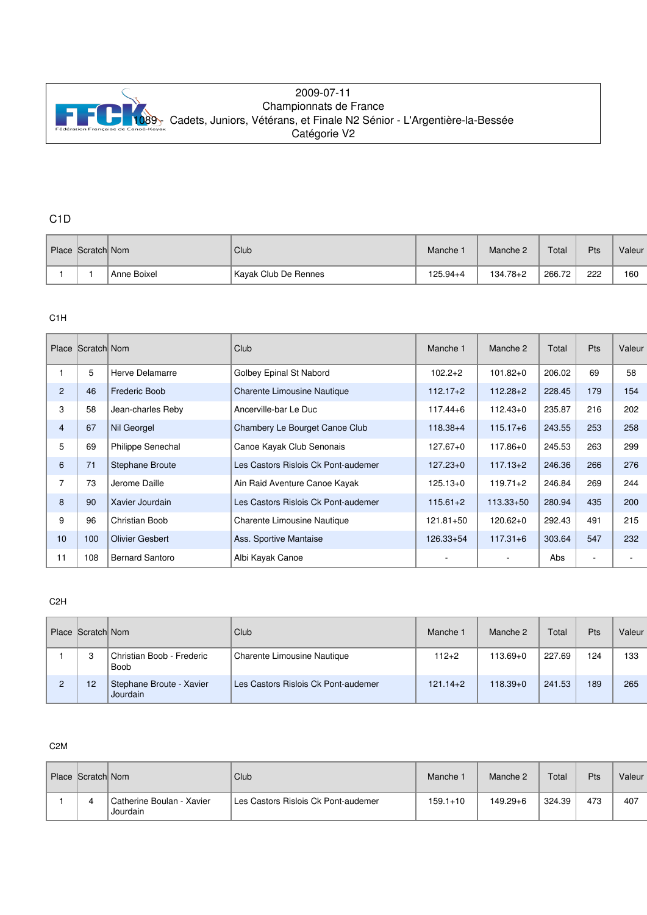2009-07-11

Championnats de France

1089 - Cadets, Juniors, Vétérans, et Finale N2 Sénior - L'Argentière-la-Bessée

Catégorie V2

## C1D

| Place | Scratch | Nom | Club | Manche 1 | Manche 2 | Total | Pts | Valeur |
|---|---|---|---|---|---|---|---|---|
| 1 | 1 | Anne Boixel | Kayak Club De Rennes | 125.94+4 | 134.78+2 | 266.72 | 222 | 160 |

## C1H

| Place | Scratch | Nom | Club | Manche 1 | Manche 2 | Total | Pts | Valeur |
|---|---|---|---|---|---|---|---|---|
| 1 | 5 | Herve Delamarre | Golbey Epinal St Nabord | 102.2+2 | 101.82+0 | 206.02 | 69 | 58 |
| 2 | 46 | Frederic Boob | Charente Limousine Nautique | 112.17+2 | 112.28+2 | 228.45 | 179 | 154 |
| 3 | 58 | Jean-charles Reby | Ancerville-bar Le Duc | 117.44+6 | 112.43+0 | 235.87 | 216 | 202 |
| 4 | 67 | Nil Georgel | Chambery Le Bourget Canoe Club | 118.38+4 | 115.17+6 | 243.55 | 253 | 258 |
| 5 | 69 | Philippe Senechal | Canoe Kayak Club Senonais | 127.67+0 | 117.86+0 | 245.53 | 263 | 299 |
| 6 | 71 | Stephane Broute | Les Castors Rislois Ck Pont-audemer | 127.23+0 | 117.13+2 | 246.36 | 266 | 276 |
| 7 | 73 | Jerome Daille | Ain Raid Aventure Canoe Kayak | 125.13+0 | 119.71+2 | 246.84 | 269 | 244 |
| 8 | 90 | Xavier Jourdain | Les Castors Rislois Ck Pont-audemer | 115.61+2 | 113.33+50 | 280.94 | 435 | 200 |
| 9 | 96 | Christian Boob | Charente Limousine Nautique | 121.81+50 | 120.62+0 | 292.43 | 491 | 215 |
| 10 | 100 | Olivier Gesbert | Ass. Sportive Mantaise | 126.33+54 | 117.31+6 | 303.64 | 547 | 232 |
| 11 | 108 | Bernard Santoro | Albi Kayak Canoe | - | - | Abs | - | - |

## C2H

| Place | Scratch | Nom | Club | Manche 1 | Manche 2 | Total | Pts | Valeur |
|---|---|---|---|---|---|---|---|---|
| 1 | 3 | Christian Boob - Frederic Boob | Charente Limousine Nautique | 112+2 | 113.69+0 | 227.69 | 124 | 133 |
| 2 | 12 | Stephane Broute - Xavier Jourdain | Les Castors Rislois Ck Pont-audemer | 121.14+2 | 118.39+0 | 241.53 | 189 | 265 |

## C2M

| Place | Scratch | Nom | Club | Manche 1 | Manche 2 | Total | Pts | Valeur |
|---|---|---|---|---|---|---|---|---|
| 1 | 4 | Catherine Boulan - Xavier Jourdain | Les Castors Rislois Ck Pont-audemer | 159.1+10 | 149.29+6 | 324.39 | 473 | 407 |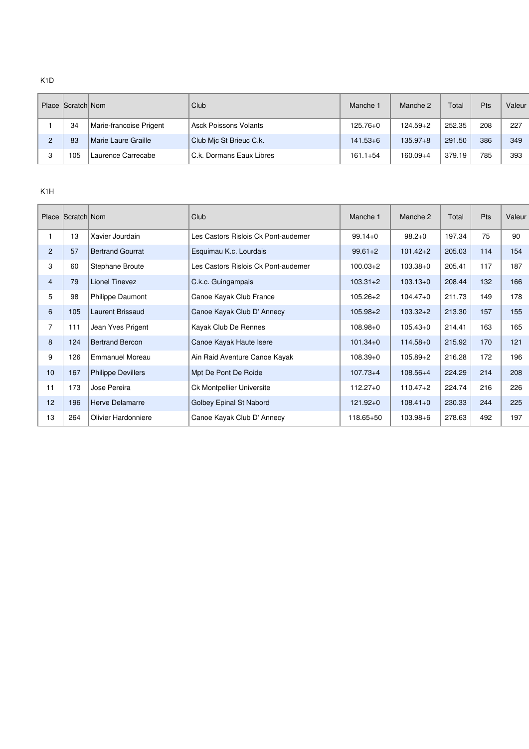K1D

| Place | Scratch | Nom | Club | Manche 1 | Manche 2 | Total | Pts | Valeur |
| --- | --- | --- | --- | --- | --- | --- | --- | --- |
| 1 | 34 | Marie-francoise Prigent | Asck Poissons Volants | 125.76+0 | 124.59+2 | 252.35 | 208 | 227 |
| 2 | 83 | Marie Laure Graille | Club Mjc St Brieuc C.k. | 141.53+6 | 135.97+8 | 291.50 | 386 | 349 |
| 3 | 105 | Laurence Carrecabe | C.k. Dormans Eaux Libres | 161.1+54 | 160.09+4 | 379.19 | 785 | 393 |

K1H

| Place | Scratch | Nom | Club | Manche 1 | Manche 2 | Total | Pts | Valeur |
| --- | --- | --- | --- | --- | --- | --- | --- | --- |
| 1 | 13 | Xavier Jourdain | Les Castors Rislois Ck Pont-audemer | 99.14+0 | 98.2+0 | 197.34 | 75 | 90 |
| 2 | 57 | Bertrand Gourrat | Esquimau K.c. Lourdais | 99.61+2 | 101.42+2 | 205.03 | 114 | 154 |
| 3 | 60 | Stephane Broute | Les Castors Rislois Ck Pont-audemer | 100.03+2 | 103.38+0 | 205.41 | 117 | 187 |
| 4 | 79 | Lionel Tinevez | C.k.c. Guingampais | 103.31+2 | 103.13+0 | 208.44 | 132 | 166 |
| 5 | 98 | Philippe Daumont | Canoe Kayak Club France | 105.26+2 | 104.47+0 | 211.73 | 149 | 178 |
| 6 | 105 | Laurent Brissaud | Canoe Kayak Club D' Annecy | 105.98+2 | 103.32+2 | 213.30 | 157 | 155 |
| 7 | 111 | Jean Yves Prigent | Kayak Club De Rennes | 108.98+0 | 105.43+0 | 214.41 | 163 | 165 |
| 8 | 124 | Bertrand Bercon | Canoe Kayak Haute Isere | 101.34+0 | 114.58+0 | 215.92 | 170 | 121 |
| 9 | 126 | Emmanuel Moreau | Ain Raid Aventure Canoe Kayak | 108.39+0 | 105.89+2 | 216.28 | 172 | 196 |
| 10 | 167 | Philippe Devillers | Mpt De Pont De Roide | 107.73+4 | 108.56+4 | 224.29 | 214 | 208 |
| 11 | 173 | Jose Pereira | Ck Montpellier Universite | 112.27+0 | 110.47+2 | 224.74 | 216 | 226 |
| 12 | 196 | Herve Delamarre | Golbey Epinal St Nabord | 121.92+0 | 108.41+0 | 230.33 | 244 | 225 |
| 13 | 264 | Olivier Hardonniere | Canoe Kayak Club D' Annecy | 118.65+50 | 103.98+6 | 278.63 | 492 | 197 |